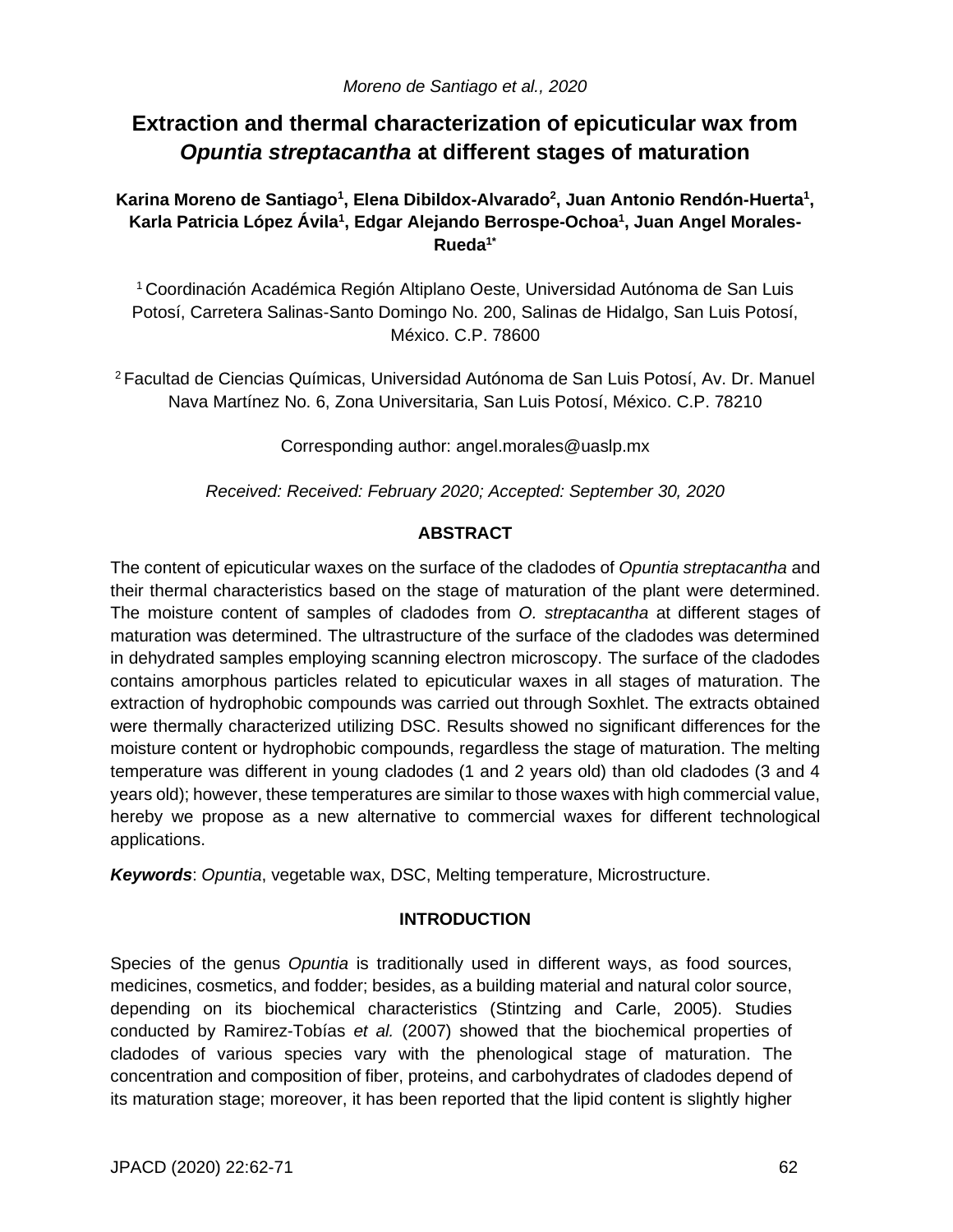# Extraction and thermal characterization of epicuticular wax from *Opuntia streptacantha* at different stages of maturation

**Karina Moreno de Santiago[1], Elena Dibildox-Alvarado[2], Juan Antonio Rendón-Huerta[1], Karla Patricia López Ávila[1], Edgar Alejandro Berrospe-Ochoa[1], Juan Angel Morales-Rueda[1*]**

[1] Coordinación Académica Región Altiplano Oeste, Universidad Autónoma de San Luis Potosí, Carretera Salinas-Santo Domingo No. 200, Salinas de Hidalgo, San Luis Potosí, México. C.P. 78600

[2] Facultad de Ciencias Químicas, Universidad Autónoma de San Luis Potosí, Av. Dr. Manuel Nava Martínez No. 6, Zona Universitaria, San Luis Potosí, México. C.P. 78210

Corresponding author: angel.morales@uaslp.mx

*Received: Received: February 2020; Accepted: September 30, 2020*

## ABSTRACT

The content of epicuticular waxes on the surface of the cladodes of *Opuntia streptacantha* and their thermal characteristics based on the stage of maturation of the plant were determined. The moisture content of samples of cladodes from *O. streptacantha* at different stages of maturation was determined. The ultrastructure of the surface of the cladodes was determined in dehydrated samples employing scanning electron microscopy. The surface of the cladodes contains amorphous particles related to epicuticular waxes in all stages of maturation. The extraction of hydrophobic compounds was carried out through Soxhlet. The extracts obtained were thermally characterized utilizing DSC. Results showed no significant differences for the moisture content or hydrophobic compounds, regardless the stage of maturation. The melting temperature was different in young cladodes (1 and 2 years old) than old cladodes (3 and 4 years old); however, these temperatures are similar to those waxes with high commercial value, hereby we propose as a new alternative to commercial waxes for different technological applications.

***Keywords***: *Opuntia*, vegetable wax, DSC, Melting temperature, Microstructure.

## INTRODUCTION

Species of the genus *Opuntia* is traditionally used in different ways, as food sources, medicines, cosmetics, and fodder; besides, as a building material and natural color source, depending on its biochemical characteristics (Stintzing and Carle, 2005). Studies conducted by Ramirez-Tobías *et al.* (2007) showed that the biochemical properties of cladodes of various species vary with the phenological stage of maturation. The concentration and composition of fiber, proteins, and carbohydrates of cladodes depend of its maturation stage; moreover, it has been reported that the lipid content is slightly higher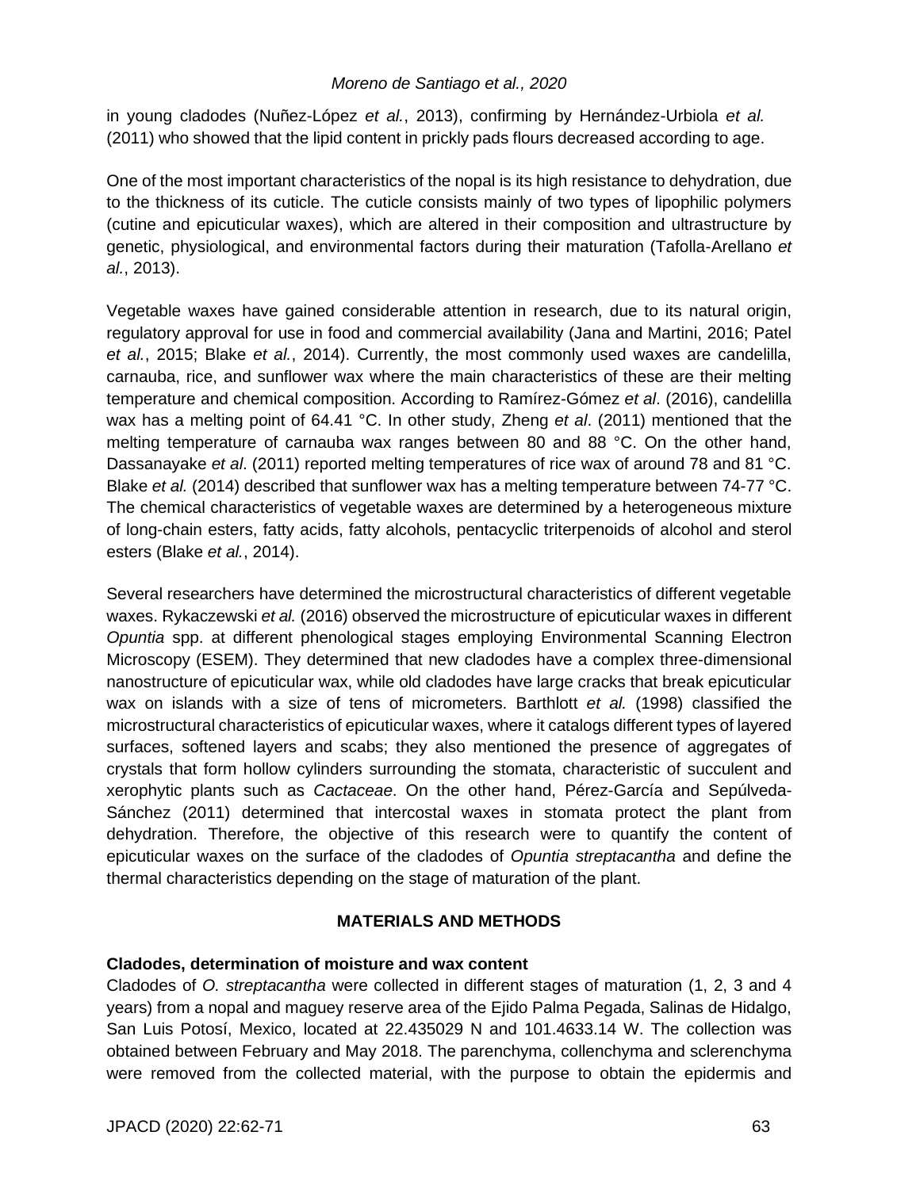in young cladodes (Nuñez-López *et al.*, 2013), confirming by Hernández-Urbiola *et al.* (2011) who showed that the lipid content in prickly pads flours decreased according to age.

One of the most important characteristics of the nopal is its high resistance to dehydration, due to the thickness of its cuticle. The cuticle consists mainly of two types of lipophilic polymers (cutine and epicuticular waxes), which are altered in their composition and ultrastructure by genetic, physiological, and environmental factors during their maturation (Tafolla-Arellano *et al.*, 2013).

Vegetable waxes have gained considerable attention in research, due to its natural origin, regulatory approval for use in food and commercial availability (Jana and Martini, 2016; Patel *et al.*, 2015; Blake *et al.*, 2014). Currently, the most commonly used waxes are candelilla, carnauba, rice, and sunflower wax where the main characteristics of these are their melting temperature and chemical composition. According to Ramírez-Gómez *et al*. (2016), candelilla wax has a melting point of 64.41 °C. In other study, Zheng *et al*. (2011) mentioned that the melting temperature of carnauba wax ranges between 80 and 88 °C. On the other hand, Dassanayake *et al*. (2011) reported melting temperatures of rice wax of around 78 and 81 °C. Blake *et al.* (2014) described that sunflower wax has a melting temperature between 74-77 °C. The chemical characteristics of vegetable waxes are determined by a heterogeneous mixture of long-chain esters, fatty acids, fatty alcohols, pentacyclic triterpenoids of alcohol and sterol esters (Blake *et al.*, 2014).

Several researchers have determined the microstructural characteristics of different vegetable waxes. Rykaczewski *et al.* (2016) observed the microstructure of epicuticular waxes in different *Opuntia* spp. at different phenological stages employing Environmental Scanning Electron Microscopy (ESEM). They determined that new cladodes have a complex three-dimensional nanostructure of epicuticular wax, while old cladodes have large cracks that break epicuticular wax on islands with a size of tens of micrometers. Barthlott *et al.* (1998) classified the microstructural characteristics of epicuticular waxes, where it catalogs different types of layered surfaces, softened layers and scabs; they also mentioned the presence of aggregates of crystals that form hollow cylinders surrounding the stomata, characteristic of succulent and xerophytic plants such as *Cactaceae*. On the other hand, Pérez-García and Sepúlveda-Sánchez (2011) determined that intercostal waxes in stomata protect the plant from dehydration. Therefore, the objective of this research were to quantify the content of epicuticular waxes on the surface of the cladodes of *Opuntia streptacantha* and define the thermal characteristics depending on the stage of maturation of the plant.

## MATERIALS AND METHODS

### Cladodes, determination of moisture and wax content

Cladodes of *O. streptacantha* were collected in different stages of maturation (1, 2, 3 and 4 years) from a nopal and maguey reserve area of the Ejido Palma Pegada, Salinas de Hidalgo, San Luis Potosí, Mexico, located at 22.435029 N and 101.4633.14 W. The collection was obtained between February and May 2018. The parenchyma, collenchyma and sclerenchyma were removed from the collected material, with the purpose to obtain the epidermis and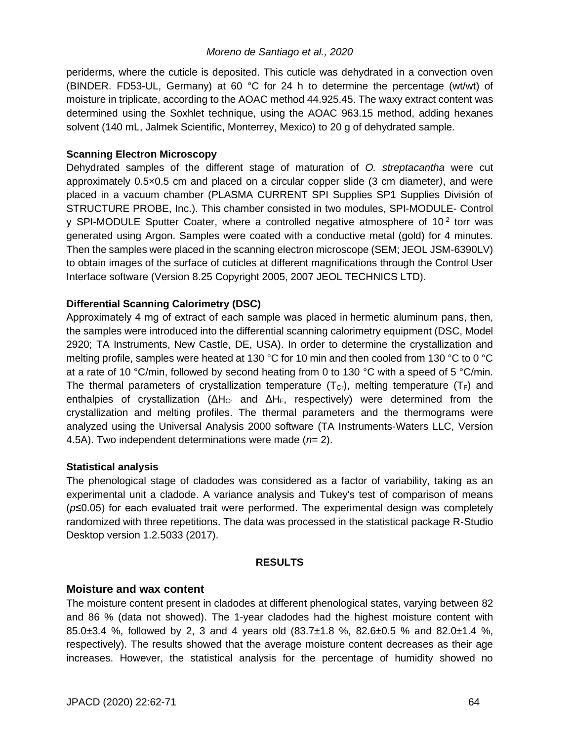periderms, where the cuticle is deposited. This cuticle was dehydrated in a convection oven (BINDER. FD53-UL, Germany) at 60 °C for 24 h to determine the percentage (wt/wt) of moisture in triplicate, according to the AOAC method 44.925.45. The waxy extract content was determined using the Soxhlet technique, using the AOAC 963.15 method, adding hexanes solvent (140 mL, Jalmek Scientific, Monterrey, Mexico) to 20 g of dehydrated sample.

**Scanning Electron Microscopy**

Dehydrated samples of the different stage of maturation of *O. streptacantha* were cut approximately 0.5×0.5 cm and placed on a circular copper slide (3 cm diameter*)*, and were placed in a vacuum chamber (PLASMA CURRENT SPI Supplies SP1 Supplies División of STRUCTURE PROBE, Inc.). This chamber consisted in two modules, SPI-MODULE- Control y SPI-MODULE Sputter Coater, where a controlled negative atmosphere of $10^{-2}$ torr was generated using Argon. Samples were coated with a conductive metal (gold) for 4 minutes. Then the samples were placed in the scanning electron microscope (SEM; JEOL JSM-6390LV) to obtain images of the surface of cuticles at different magnifications through the Control User Interface software (Version 8.25 Copyright 2005, 2007 JEOL TECHNICS LTD).

**Differential Scanning Calorimetry (DSC)**

Approximately 4 mg of extract of each sample was placed in hermetic aluminum pans, then, the samples were introduced into the differential scanning calorimetry equipment (DSC, Model 2920; TA Instruments, New Castle, DE, USA). In order to determine the crystallization and melting profile, samples were heated at 130 °C for 10 min and then cooled from 130 °C to 0 °C at a rate of 10 °C/min, followed by second heating from 0 to 130 °C with a speed of 5 °C/min. The thermal parameters of crystallization temperature ($T_{Cr}$), melting temperature ($T_F$) and enthalpies of crystallization ($\Delta H_{Cr}$ and $\Delta H_F$, respectively) were determined from the crystallization and melting profiles. The thermal parameters and the thermograms were analyzed using the Universal Analysis 2000 software (TA Instruments-Waters LLC, Version 4.5A). Two independent determinations were made ($n$= 2).

**Statistical analysis**

The phenological stage of cladodes was considered as a factor of variability, taking as an experimental unit a cladode. A variance analysis and Tukey's test of comparison of means ($p \leq 0.05$) for each evaluated trait were performed. The experimental design was completely randomized with three repetitions. The data was processed in the statistical package R-Studio Desktop version 1.2.5033 (2017).

## RESULTS

### Moisture and wax content

The moisture content present in cladodes at different phenological states, varying between 82 and 86 % (data not showed). The 1-year cladodes had the highest moisture content with 85.0±3.4 %, followed by 2, 3 and 4 years old (83.7±1.8 %, 82.6±0.5 % and 82.0±1.4 %, respectively). The results showed that the average moisture content decreases as their age increases. However, the statistical analysis for the percentage of humidity showed no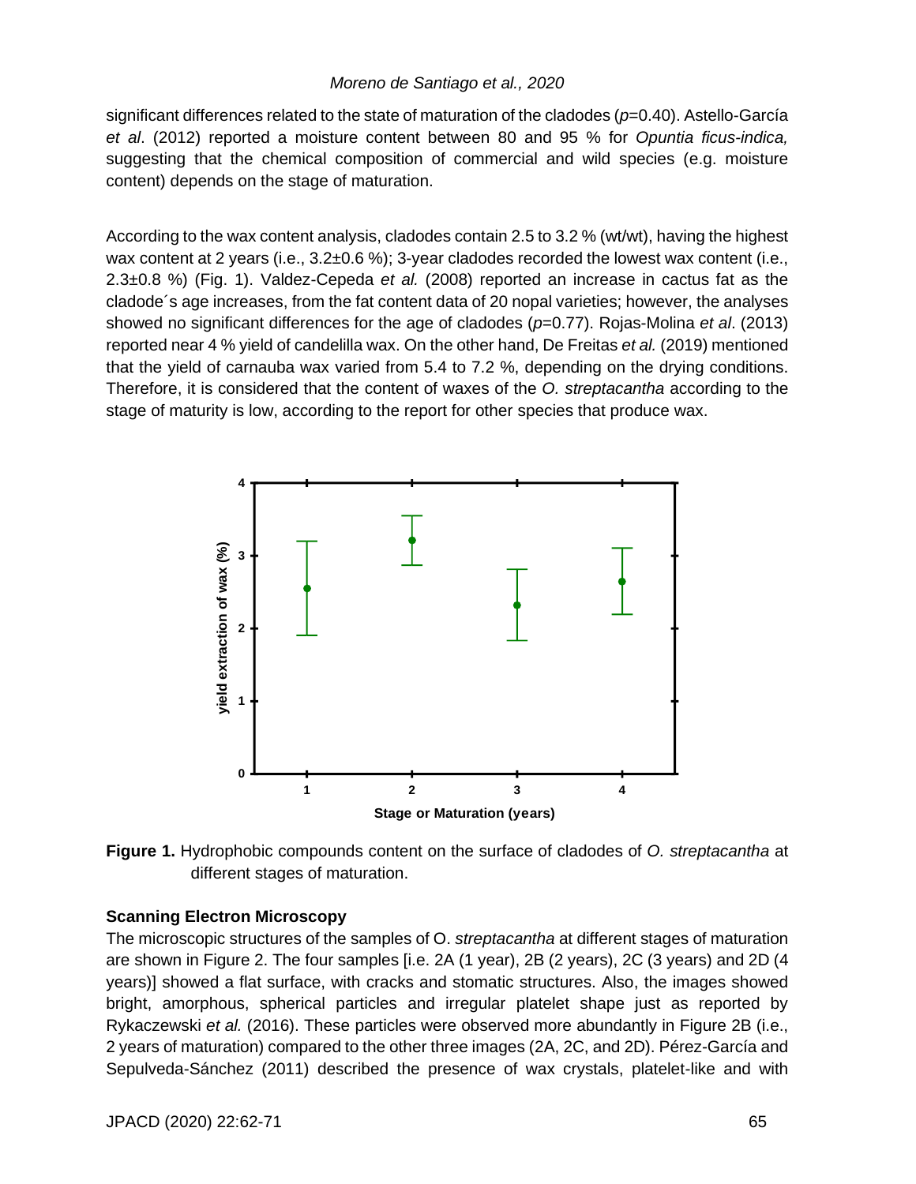significant differences related to the state of maturation of the cladodes ($p$=0.40). Astello-García *et al*. (2012) reported a moisture content between 80 and 95 % for *Opuntia ficus-indica,* suggesting that the chemical composition of commercial and wild species (e.g. moisture content) depends on the stage of maturation.

According to the wax content analysis, cladodes contain 2.5 to 3.2 % (wt/wt), having the highest wax content at 2 years (i.e., 3.2±0.6 %); 3-year cladodes recorded the lowest wax content (i.e., 2.3±0.8 %) (Fig. 1). Valdez-Cepeda *et al.* (2008) reported an increase in cactus fat as the cladode´s age increases, from the fat content data of 20 nopal varieties; however, the analyses showed no significant differences for the age of cladodes ($p$=0.77). Rojas-Molina *et al*. (2013) reported near 4 % yield of candelilla wax. On the other hand, De Freitas *et al.* (2019) mentioned that the yield of carnauba wax varied from 5.4 to 7.2 %, depending on the drying conditions. Therefore, it is considered that the content of waxes of the *O. streptacantha* according to the stage of maturity is low, according to the report for other species that produce wax.

**Figure 1.** Hydrophobic compounds content on the surface of cladodes of *O. streptacantha* at different stages of maturation.

### Scanning Electron Microscopy

The microscopic structures of the samples of O. *streptacantha* at different stages of maturation are shown in Figure 2. The four samples [i.e. 2A (1 year), 2B (2 years), 2C (3 years) and 2D (4 years)] showed a flat surface, with cracks and stomatic structures. Also, the images showed bright, amorphous, spherical particles and irregular platelet shape just as reported by Rykaczewski *et al.* (2016). These particles were observed more abundantly in Figure 2B (i.e., 2 years of maturation) compared to the other three images (2A, 2C, and 2D). Pérez-García and Sepulveda-Sánchez (2011) described the presence of wax crystals, platelet-like and with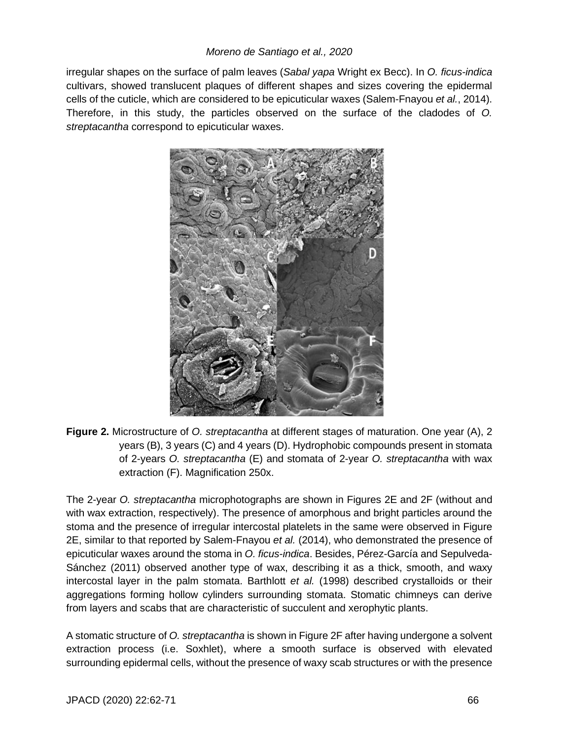irregular shapes on the surface of palm leaves (*Sabal yapa* Wright ex Becc). In *O. ficus-indica* cultivars, showed translucent plaques of different shapes and sizes covering the epidermal cells of the cuticle, which are considered to be epicuticular waxes (Salem-Fnayou *et al.*, 2014). Therefore, in this study, the particles observed on the surface of the cladodes of *O. streptacantha* correspond to epicuticular waxes.

**Figure 2.** Microstructure of *O. streptacantha* at different stages of maturation. One year (A), 2 years (B), 3 years (C) and 4 years (D). Hydrophobic compounds present in stomata of 2-years *O. streptacantha* (E) and stomata of 2-year *O. streptacantha* with wax extraction (F). Magnification 250x.

The 2-year *O. streptacantha* microphotographs are shown in Figures 2E and 2F (without and with wax extraction, respectively). The presence of amorphous and bright particles around the stoma and the presence of irregular intercostal platelets in the same were observed in Figure 2E, similar to that reported by Salem-Fnayou *et al.* (2014), who demonstrated the presence of epicuticular waxes around the stoma in *O. ficus-indica*. Besides, Pérez-García and Sepulveda-Sánchez (2011) observed another type of wax, describing it as a thick, smooth, and waxy intercostal layer in the palm stomata. Barthlott *et al.* (1998) described crystalloids or their aggregations forming hollow cylinders surrounding stomata. Stomatic chimneys can derive from layers and scabs that are characteristic of succulent and xerophytic plants.

A stomatic structure of *O. streptacantha* is shown in Figure 2F after having undergone a solvent extraction process (i.e. Soxhlet), where a smooth surface is observed with elevated surrounding epidermal cells, without the presence of waxy scab structures or with the presence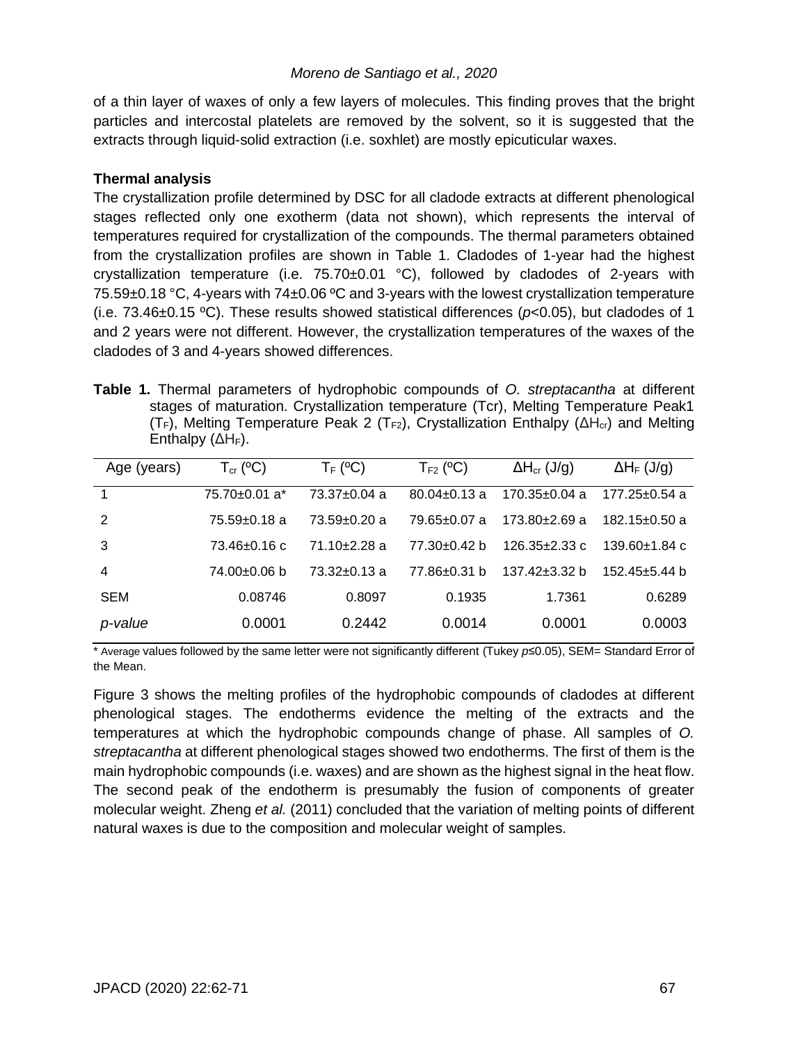of a thin layer of waxes of only a few layers of molecules. This finding proves that the bright particles and intercostal platelets are removed by the solvent, so it is suggested that the extracts through liquid-solid extraction (i.e. soxhlet) are mostly epicuticular waxes.

**Thermal analysis**

The crystallization profile determined by DSC for all cladode extracts at different phenological stages reflected only one exotherm (data not shown), which represents the interval of temperatures required for crystallization of the compounds. The thermal parameters obtained from the crystallization profiles are shown in Table 1. Cladodes of 1-year had the highest crystallization temperature (i.e. 75.70±0.01 °C), followed by cladodes of 2-years with 75.59±0.18 °C, 4-years with 74±0.06 ºC and 3-years with the lowest crystallization temperature (i.e. 73.46±0.15 ºC). These results showed statistical differences ($p$<0.05), but cladodes of 1 and 2 years were not different. However, the crystallization temperatures of the waxes of the cladodes of 3 and 4-years showed differences.

**Table 1.** Thermal parameters of hydrophobic compounds of *O. streptacantha* at different stages of maturation. Crystallization temperature (Tcr), Melting Temperature Peak1 ($T_F$), Melting Temperature Peak 2 ($T_{F2}$), Crystallization Enthalpy ($\Delta H_{cr}$) and Melting Enthalpy ($\Delta H_F$).

| Age (years) | $T_{cr}$ (ºC) | $T_F$ (ºC) | $T_{F2}$ (ºC) | $\Delta H_{cr}$ (J/g) | $\Delta H_F$ (J/g) |
|---|---|---|---|---|---|
| 1 | 75.70±0.01 a* | 73.37±0.04 a | 80.04±0.13 a | 170.35±0.04 a | 177.25±0.54 a |
| 2 | 75.59±0.18 a | 73.59±0.20 a | 79.65±0.07 a | 173.80±2.69 a | 182.15±0.50 a |
| 3 | 73.46±0.16 c | 71.10±2.28 a | 77.30±0.42 b | 126.35±2.33 c | 139.60±1.84 c |
| 4 | 74.00±0.06 b | 73.32±0.13 a | 77.86±0.31 b | 137.42±3.32 b | 152.45±5.44 b |
| SEM | 0.08746 | 0.8097 | 0.1935 | 1.7361 | 0.6289 |
| *p-value* | 0.0001 | 0.2442 | 0.0014 | 0.0001 | 0.0003 |

\* Average values followed by the same letter were not significantly different (Tukey $p$≤0.05), SEM= Standard Error of the Mean.

Figure 3 shows the melting profiles of the hydrophobic compounds of cladodes at different phenological stages. The endotherms evidence the melting of the extracts and the temperatures at which the hydrophobic compounds change of phase. All samples of *O. streptacantha* at different phenological stages showed two endotherms. The first of them is the main hydrophobic compounds (i.e. waxes) and are shown as the highest signal in the heat flow. The second peak of the endotherm is presumably the fusion of components of greater molecular weight. Zheng *et al.* (2011) concluded that the variation of melting points of different natural waxes is due to the composition and molecular weight of samples.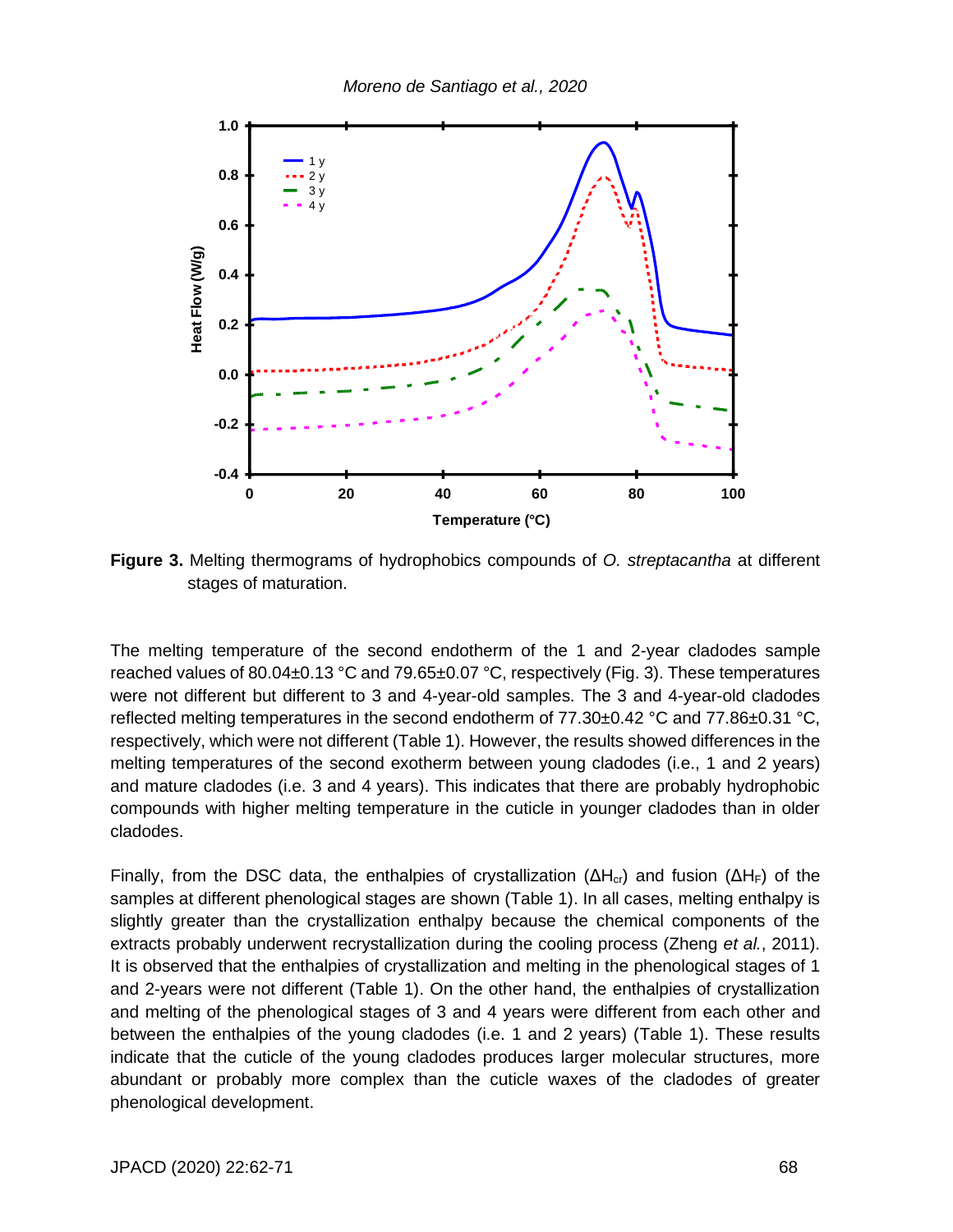**Figure 3.** Melting thermograms of hydrophobics compounds of *O. streptacantha* at different stages of maturation.

The melting temperature of the second endotherm of the 1 and 2-year cladodes sample reached values of 80.04±0.13 °C and 79.65±0.07 °C, respectively (Fig. 3). These temperatures were not different but different to 3 and 4-year-old samples. The 3 and 4-year-old cladodes reflected melting temperatures in the second endotherm of 77.30±0.42 °C and 77.86±0.31 °C, respectively, which were not different (Table 1). However, the results showed differences in the melting temperatures of the second exotherm between young cladodes (i.e., 1 and 2 years) and mature cladodes (i.e. 3 and 4 years). This indicates that there are probably hydrophobic compounds with higher melting temperature in the cuticle in younger cladodes than in older cladodes.

Finally, from the DSC data, the enthalpies of crystallization ($\Delta H_{cr}$) and fusion ($\Delta H_F$) of the samples at different phenological stages are shown (Table 1). In all cases, melting enthalpy is slightly greater than the crystallization enthalpy because the chemical components of the extracts probably underwent recrystallization during the cooling process (Zheng *et al.*, 2011). It is observed that the enthalpies of crystallization and melting in the phenological stages of 1 and 2-years were not different (Table 1). On the other hand, the enthalpies of crystallization and melting of the phenological stages of 3 and 4 years were different from each other and between the enthalpies of the young cladodes (i.e. 1 and 2 years) (Table 1). These results indicate that the cuticle of the young cladodes produces larger molecular structures, more abundant or probably more complex than the cuticle waxes of the cladodes of greater phenological development.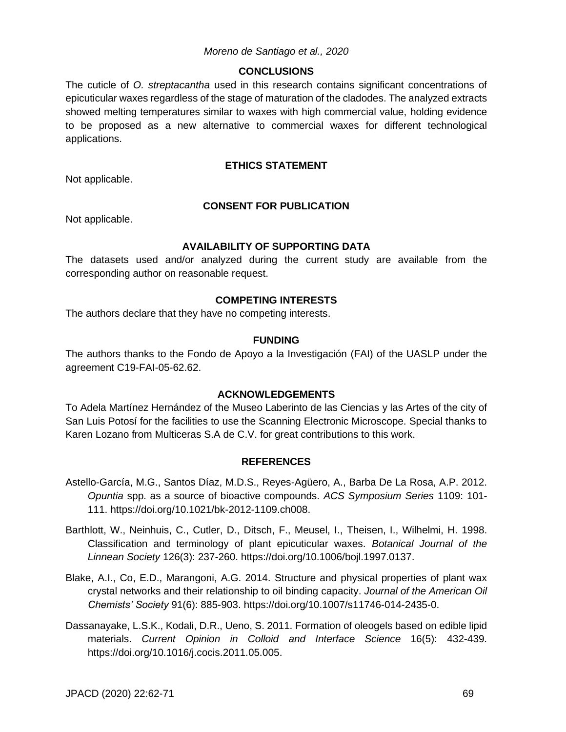## CONCLUSIONS

The cuticle of *O. streptacantha* used in this research contains significant concentrations of epicuticular waxes regardless of the stage of maturation of the cladodes. The analyzed extracts showed melting temperatures similar to waxes with high commercial value, holding evidence to be proposed as a new alternative to commercial waxes for different technological applications.

## ETHICS STATEMENT

Not applicable.

## CONSENT FOR PUBLICATION

Not applicable.

## AVAILABILITY OF SUPPORTING DATA

The datasets used and/or analyzed during the current study are available from the corresponding author on reasonable request.

## COMPETING INTERESTS

The authors declare that they have no competing interests.

## FUNDING

The authors thanks to the Fondo de Apoyo a la Investigación (FAI) of the UASLP under the agreement C19-FAI-05-62.62.

## ACKNOWLEDGEMENTS

To Adela Martínez Hernández of the Museo Laberinto de las Ciencias y las Artes of the city of San Luis Potosí for the facilities to use the Scanning Electronic Microscope. Special thanks to Karen Lozano from Multiceras S.A de C.V. for great contributions to this work.

## REFERENCES

Astello-García, M.G., Santos Díaz, M.D.S., Reyes-Agüero, A., Barba De La Rosa, A.P. 2012. *Opuntia* spp. as a source of bioactive compounds. *ACS Symposium Series* 1109: 101-111. https://doi.org/10.1021/bk-2012-1109.ch008.

Barthlott, W., Neinhuis, C., Cutler, D., Ditsch, F., Meusel, I., Theisen, I., Wilhelmi, H. 1998. Classification and terminology of plant epicuticular waxes. *Botanical Journal of the Linnean Society* 126(3): 237-260. https://doi.org/10.1006/bojl.1997.0137.

Blake, A.I., Co, E.D., Marangoni, A.G. 2014. Structure and physical properties of plant wax crystal networks and their relationship to oil binding capacity. *Journal of the American Oil Chemists' Society* 91(6): 885-903. https://doi.org/10.1007/s11746-014-2435-0.

Dassanayake, L.S.K., Kodali, D.R., Ueno, S. 2011. Formation of oleogels based on edible lipid materials. *Current Opinion in Colloid and Interface Science* 16(5): 432-439. https://doi.org/10.1016/j.cocis.2011.05.005.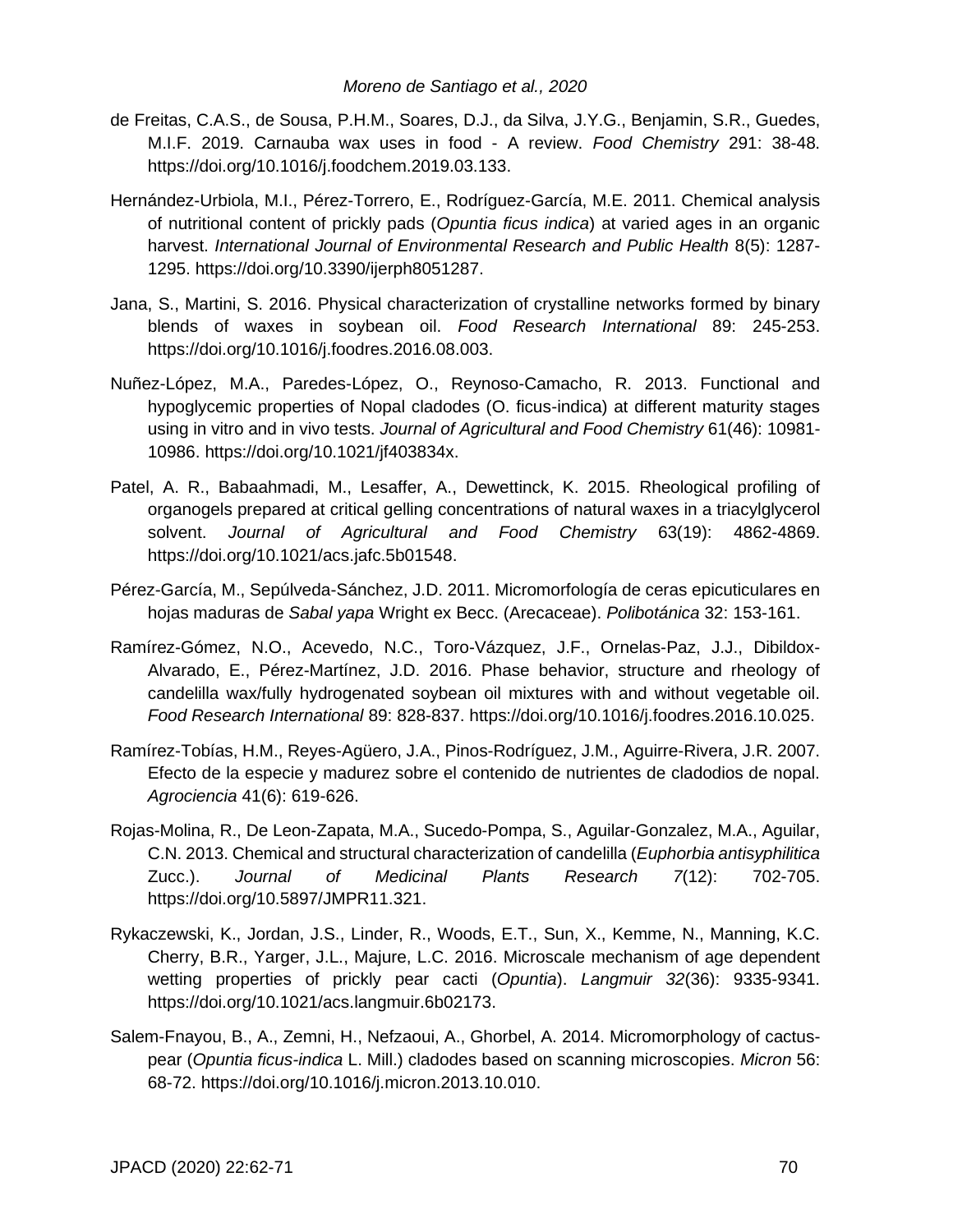de Freitas, C.A.S., de Sousa, P.H.M., Soares, D.J., da Silva, J.Y.G., Benjamin, S.R., Guedes, M.I.F. 2019. Carnauba wax uses in food - A review. *Food Chemistry* 291: 38-48. https://doi.org/10.1016/j.foodchem.2019.03.133.

Hernández-Urbiola, M.I., Pérez-Torrero, E., Rodríguez-García, M.E. 2011. Chemical analysis of nutritional content of prickly pads (*Opuntia ficus indica*) at varied ages in an organic harvest. *International Journal of Environmental Research and Public Health* 8(5): 1287-1295. https://doi.org/10.3390/ijerph8051287.

Jana, S., Martini, S. 2016. Physical characterization of crystalline networks formed by binary blends of waxes in soybean oil. *Food Research International* 89: 245-253. https://doi.org/10.1016/j.foodres.2016.08.003.

Nuñez-López, M.A., Paredes-López, O., Reynoso-Camacho, R. 2013. Functional and hypoglycemic properties of Nopal cladodes (O. ficus-indica) at different maturity stages using in vitro and in vivo tests. *Journal of Agricultural and Food Chemistry* 61(46): 10981-10986. https://doi.org/10.1021/jf403834x.

Patel, A. R., Babaahmadi, M., Lesaffer, A., Dewettinck, K. 2015. Rheological profiling of organogels prepared at critical gelling concentrations of natural waxes in a triacylglycerol solvent. *Journal of Agricultural and Food Chemistry* 63(19): 4862-4869. https://doi.org/10.1021/acs.jafc.5b01548.

Pérez-García, M., Sepúlveda-Sánchez, J.D. 2011. Micromorfología de ceras epicuticulares en hojas maduras de *Sabal yapa* Wright ex Becc. (Arecaceae). *Polibotánica* 32: 153-161.

Ramírez-Gómez, N.O., Acevedo, N.C., Toro-Vázquez, J.F., Ornelas-Paz, J.J., Dibildox-Alvarado, E., Pérez-Martínez, J.D. 2016. Phase behavior, structure and rheology of candelilla wax/fully hydrogenated soybean oil mixtures with and without vegetable oil. *Food Research International* 89: 828-837. https://doi.org/10.1016/j.foodres.2016.10.025.

Ramírez-Tobías, H.M., Reyes-Agüero, J.A., Pinos-Rodríguez, J.M., Aguirre-Rivera, J.R. 2007. Efecto de la especie y madurez sobre el contenido de nutrientes de cladodios de nopal. *Agrociencia* 41(6): 619-626.

Rojas-Molina, R., De Leon-Zapata, M.A., Sucedo-Pompa, S., Aguilar-Gonzalez, M.A., Aguilar, C.N. 2013. Chemical and structural characterization of candelilla (*Euphorbia antisyphilitica* Zucc.). *Journal of Medicinal Plants Research 7*(12): 702-705. https://doi.org/10.5897/JMPR11.321.

Rykaczewski, K., Jordan, J.S., Linder, R., Woods, E.T., Sun, X., Kemme, N., Manning, K.C. Cherry, B.R., Yarger, J.L., Majure, L.C. 2016. Microscale mechanism of age dependent wetting properties of prickly pear cacti (*Opuntia*). *Langmuir 32*(36): 9335-9341. https://doi.org/10.1021/acs.langmuir.6b02173.

Salem-Fnayou, B., A., Zemni, H., Nefzaoui, A., Ghorbel, A. 2014. Micromorphology of cactus-pear (*Opuntia ficus-indica* L. Mill.) cladodes based on scanning microscopies. *Micron* 56: 68-72. https://doi.org/10.1016/j.micron.2013.10.010.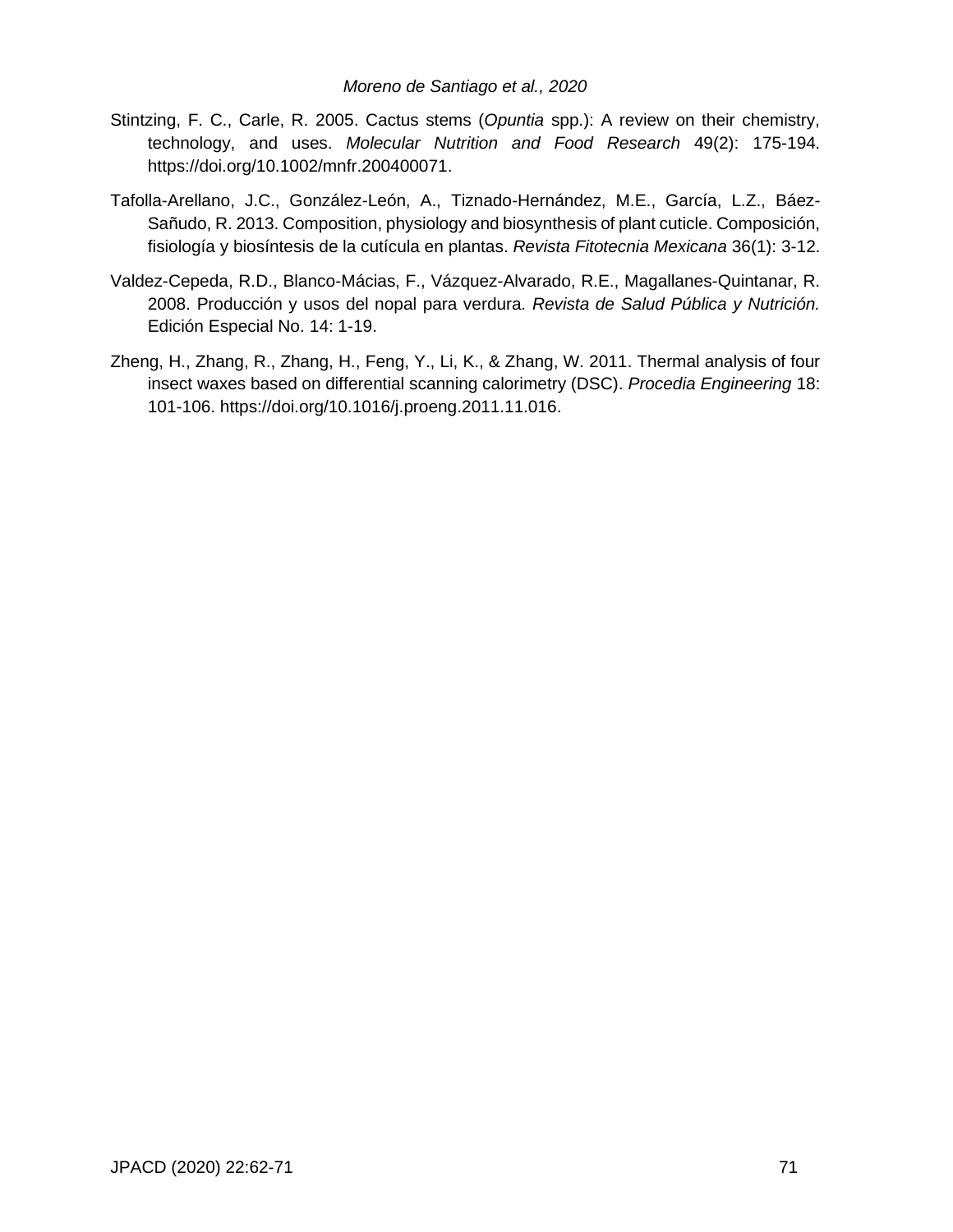Stintzing, F. C., Carle, R. 2005. Cactus stems (*Opuntia* spp.): A review on their chemistry, technology, and uses. *Molecular Nutrition and Food Research* 49(2): 175-194. https://doi.org/10.1002/mnfr.200400071.

Tafolla-Arellano, J.C., González-León, A., Tiznado-Hernández, M.E., García, L.Z., Báez-Sañudo, R. 2013. Composition, physiology and biosynthesis of plant cuticle. Composición, fisiología y biosíntesis de la cutícula en plantas. *Revista Fitotecnia Mexicana* 36(1): 3-12.

Valdez-Cepeda, R.D., Blanco-Mácias, F., Vázquez-Alvarado, R.E., Magallanes-Quintanar, R. 2008. Producción y usos del nopal para verdura. *Revista de Salud Pública y Nutrición.* Edición Especial No. 14: 1-19.

Zheng, H., Zhang, R., Zhang, H., Feng, Y., Li, K., & Zhang, W. 2011. Thermal analysis of four insect waxes based on differential scanning calorimetry (DSC). *Procedia Engineering* 18: 101-106. https://doi.org/10.1016/j.proeng.2011.11.016.